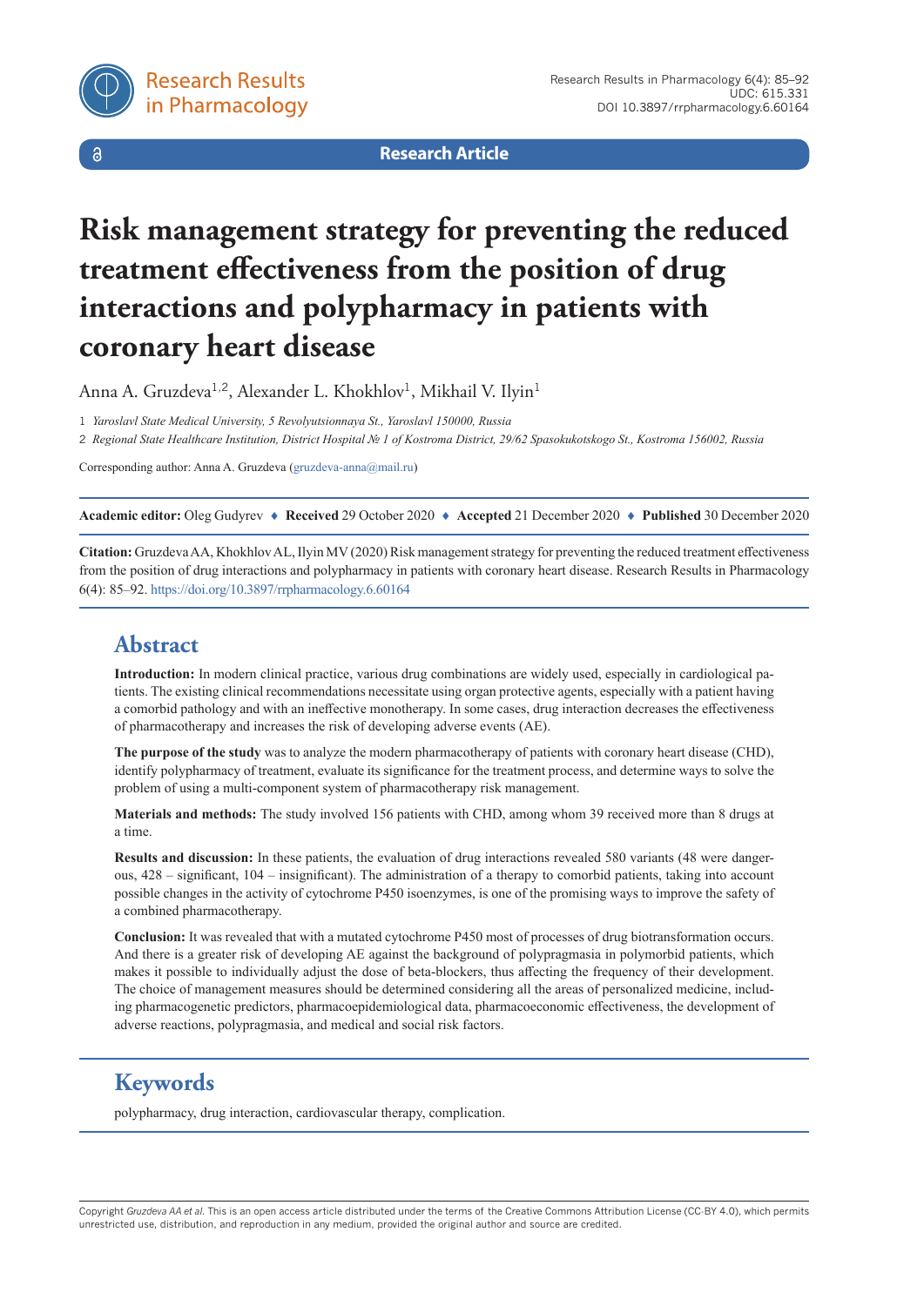**Research Article**

# Risk management strategy for preventing the reduced treatment effectiveness from the position of drug interactions and polypharmacy in patients with coronary heart disease

Anna A. Gruzdeva[1,2], Alexander L. Khokhlov[1], Mikhail V. Ilyin[1]

1 *Yaroslavl State Medical University, 5 Revolyutsionnaya St., Yaroslavl 150000, Russia*

2 *Regional State Healthcare Institution, District Hospital № 1 of Kostroma District, 29/62 Spasokukotskogo St., Kostroma 156002, Russia*

Corresponding author: Anna A. Gruzdeva (gruzdeva-anna@mail.ru)

**Academic editor:** Oleg Gudyrev ♦ **Received** 29 October 2020 ♦ **Accepted** 21 December 2020 ♦ **Published** 30 December 2020

**Citation:** Gruzdeva AA, Khokhlov AL, Ilyin MV (2020) Risk management strategy for preventing the reduced treatment effectiveness from the position of drug interactions and polypharmacy in patients with coronary heart disease. Research Results in Pharmacology 6(4): 85–92. https://doi.org/10.3897/rrpharmacology.6.60164

## Abstract

**Introduction:** In modern clinical practice, various drug combinations are widely used, especially in cardiological patients. The existing clinical recommendations necessitate using organ protective agents, especially with a patient having a comorbid pathology and with an ineffective monotherapy. In some cases, drug interaction decreases the effectiveness of pharmacotherapy and increases the risk of developing adverse events (AE).

**The purpose of the study** was to analyze the modern pharmacotherapy of patients with coronary heart disease (CHD), identify polypharmacy of treatment, evaluate its significance for the treatment process, and determine ways to solve the problem of using a multi-component system of pharmacotherapy risk management.

**Materials and methods:** The study involved 156 patients with CHD, among whom 39 received more than 8 drugs at a time.

**Results and discussion:** In these patients, the evaluation of drug interactions revealed 580 variants (48 were dangerous, 428 – significant, 104 – insignificant). The administration of a therapy to comorbid patients, taking into account possible changes in the activity of cytochrome P450 isoenzymes, is one of the promising ways to improve the safety of a combined pharmacotherapy.

**Conclusion:** It was revealed that with a mutated cytochrome P450 most of processes of drug biotransformation occurs. And there is a greater risk of developing AE against the background of polypragmasia in polymorbid patients, which makes it possible to individually adjust the dose of beta-blockers, thus affecting the frequency of their development. The choice of management measures should be determined considering all the areas of personalized medicine, including pharmacogenetic predictors, pharmacoepidemiological data, pharmacoeconomic effectiveness, the development of adverse reactions, polypragmasia, and medical and social risk factors.

## Keywords

polypharmacy, drug interaction, cardiovascular therapy, complication.

Copyright *Gruzdeva AA et al.* This is an open access article distributed under the terms of the Creative Commons Attribution License (CC-BY 4.0), which permits unrestricted use, distribution, and reproduction in any medium, provided the original author and source are credited.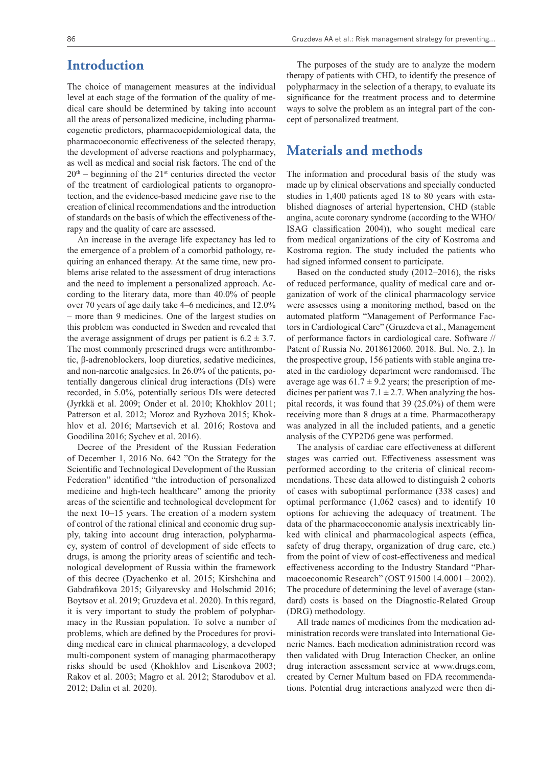## Introduction

The choice of management measures at the individual level at each stage of the formation of the quality of medical care should be determined by taking into account all the areas of personalized medicine, including pharmacogenetic predictors, pharmacoepidemiological data, the pharmacoeconomic effectiveness of the selected therapy, the development of adverse reactions and polypharmacy, as well as medical and social risk factors. The end of the $20^{th}$ – beginning of the $21^{st}$ centuries directed the vector of the treatment of cardiological patients to organoprotection, and the evidence-based medicine gave rise to the creation of clinical recommendations and the introduction of standards on the basis of which the effectiveness of therapy and the quality of care are assessed.

An increase in the average life expectancy has led to the emergence of a problem of a comorbid pathology, requiring an enhanced therapy. At the same time, new problems arise related to the assessment of drug interactions and the need to implement a personalized approach. According to the literary data, more than 40.0% of people over 70 years of age daily take 4–6 medicines, and 12.0% – more than 9 medicines. One of the largest studies on this problem was conducted in Sweden and revealed that the average assignment of drugs per patient is $6.2 \pm 3.7$. The most commonly prescrined drugs were antithrombotic, β-adrenoblockers, loop diuretics, sedative medicines, and non-narcotic analgesics. In 26.0% of the patients, potentially dangerous clinical drug interactions (DIs) were recorded, in 5.0%, potentially serious DIs were detected (Jyrkkä et al. 2009; Onder et al. 2010; Khokhlov 2011; Patterson et al. 2012; Moroz and Ryzhova 2015; Khokhlov et al. 2016; Martsevich et al. 2016; Rostova and Goodilina 2016; Sychev et al. 2016).

Decree of the President of the Russian Federation of December 1, 2016 No. 642 "On the Strategy for the Scientific and Technological Development of the Russian Federation" identified "the introduction of personalized medicine and high-tech healthcare" among the priority areas of the scientific and technological development for the next 10–15 years. The creation of a modern system of control of the rational clinical and economic drug supply, taking into account drug interaction, polypharmacy, system of control of development of side effects to drugs, is among the priority areas of scientific and technological development of Russia within the framework of this decree (Dyachenko et al. 2015; Kirshchina and Gabdrafikova 2015; Gilyarevsky and Holschmid 2016; Boytsov et al. 2019; Gruzdeva et al. 2020). In this regard, it is very important to study the problem of polypharmacy in the Russian population. To solve a number of problems, which are defined by the Procedures for providing medical care in clinical pharmacology, a developed multi-component system of managing pharmacotherapy risks should be used (Khokhlov and Lisenkova 2003; Rakov et al. 2003; Magro et al. 2012; Starodubov et al. 2012; Dalin et al. 2020).

The purposes of the study are to analyze the modern therapy of patients with CHD, to identify the presence of polypharmacy in the selection of a therapy, to evaluate its significance for the treatment process and to determine ways to solve the problem as an integral part of the concept of personalized treatment.

## Materials and methods

The information and procedural basis of the study was made up by clinical observations and specially conducted studies in 1,400 patients aged 18 to 80 years with established diagnoses of arterial hypertension, CHD (stable angina, acute coronary syndrome (according to the WHO/ISAG classification 2004)), who sought medical care from medical organizations of the city of Kostroma and Kostroma region. The study included the patients who had signed informed consent to participate.

Based on the conducted study (2012–2016), the risks of reduced performance, quality of medical care and organization of work of the clinical pharmacology service were assesses using a monitoring method, based on the automated platform "Management of Performance Factors in Cardiological Care" (Gruzdeva et al., Management of performance factors in cardiological care. Software // Patent of Russia No. 2018612060. 2018. Bul. No. 2.). In the prospective group, 156 patients with stable angina treated in the cardiology department were randomised. The average age was $61.7 \pm 9.2$ years; the prescription of medicines per patient was $7.1 \pm 2.7$. When analyzing the hospital records, it was found that 39 (25.0%) of them were receiving more than 8 drugs at a time. Pharmacotherapy was analyzed in all the included patients, and a genetic analysis of the CYP2D6 gene was performed.

The analysis of cardiac care effectiveness at different stages was carried out. Effectiveness assessment was performed according to the criteria of clinical recommendations. These data allowed to distinguish 2 cohorts of cases with suboptimal performance (338 cases) and optimal performance (1,062 cases) and to identify 10 options for achieving the adequacy of treatment. The data of the pharmacoeconomic analysis inextricably linked with clinical and pharmacological aspects (effica, safety of drug therapy, organization of drug care, etc.) from the point of view of cost-effectiveness and medical effectiveness according to the Industry Standard "Pharmacoeconomic Research" (OST 91500 14.0001 – 2002). The procedure of determining the level of average (standard) costs is based on the Diagnostic-Related Group (DRG) methodology.

All trade names of medicines from the medication administration records were translated into International Generic Names. Each medication administration record was then validated with Drug Interaction Checker, an online drug interaction assessment service at www.drugs.com, created by Cerner Multum based on FDA recommendations. Potential drug interactions analyzed were then di-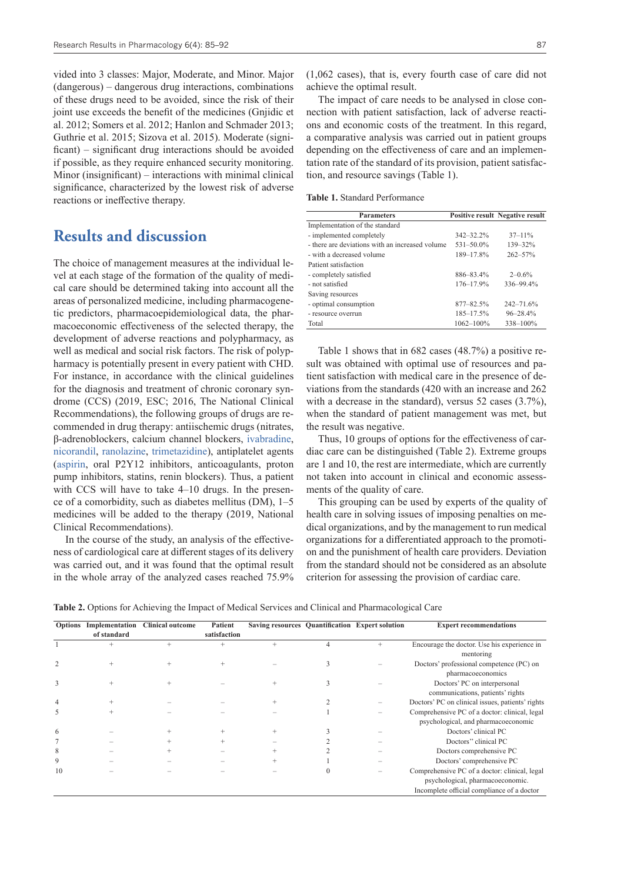vided into 3 classes: Major, Moderate, and Minor. Major (dangerous) – dangerous drug interactions, combinations of these drugs need to be avoided, since the risk of their joint use exceeds the benefit of the medicines (Gnjidic et al. 2012; Somers et al. 2012; Hanlon and Schmader 2013; Guthrie et al. 2015; Sizova et al. 2015). Moderate (significant) – significant drug interactions should be avoided if possible, as they require enhanced security monitoring. Minor (insignificant) – interactions with minimal clinical significance, characterized by the lowest risk of adverse reactions or ineffective therapy.

## Results and discussion

The choice of management measures at the individual level at each stage of the formation of the quality of medical care should be determined taking into account all the areas of personalized medicine, including pharmacogenetic predictors, pharmacoepidemiological data, the pharmacoeconomic effectiveness of the selected therapy, the development of adverse reactions and polypharmacy, as well as medical and social risk factors. The risk of polypharmacy is potentially present in every patient with CHD. For instance, in accordance with the clinical guidelines for the diagnosis and treatment of chronic coronary syndrome (CCS) (2019, ESC; 2016, The National Clinical Recommendations), the following groups of drugs are recommended in drug therapy: antiischemic drugs (nitrates, β-adrenoblockers, calcium channel blockers, ivabradine, nicorandil, ranolazine, trimetazidine), antiplatelet agents (aspirin, oral P2Y12 inhibitors, anticoagulants, proton pump inhibitors, statins, renin blockers). Thus, a patient with CCS will have to take 4–10 drugs. In the presence of a comorbidity, such as diabetes mellitus (DM), 1–5 medicines will be added to the therapy (2019, National Clinical Recommendations).

In the course of the study, an analysis of the effectiveness of cardiological care at different stages of its delivery was carried out, and it was found that the optimal result in the whole array of the analyzed cases reached 75.9% (1,062 cases), that is, every fourth case of care did not achieve the optimal result.

The impact of care needs to be analysed in close connection with patient satisfaction, lack of adverse reactions and economic costs of the treatment. In this regard, a comparative analysis was carried out in patient groups depending on the effectiveness of care and an implementation rate of the standard of its provision, patient satisfaction, and resource savings (Table 1).

**Table 1.** Standard Performance

| Parameters | Positive result | Negative result |
|---|---|---|
| Implementation of the standard | | |
| - implemented completely | 342–32.2% | 37–11% |
| - there are deviations with an increased volume | 531–50.0% | 139–32% |
| - with a decreased volume | 189–17.8% | 262–57% |
| Patient satisfaction | | |
| - completely satisfied | 886–83.4% | 2–0.6% |
| - not satisfied | 176–17.9% | 336–99.4% |
| Saving resources | | |
| - optimal consumption | 877–82.5% | 242–71.6% |
| - resource overrun | 185–17.5% | 96–28.4% |
| Total | 1062–100% | 338–100% |

Table 1 shows that in 682 cases (48.7%) a positive result was obtained with optimal use of resources and patient satisfaction with medical care in the presence of deviations from the standards (420 with an increase and 262 with a decrease in the standard), versus 52 cases (3.7%), when the standard of patient management was met, but the result was negative.

Thus, 10 groups of options for the effectiveness of cardiac care can be distinguished (Table 2). Extreme groups are 1 and 10, the rest are intermediate, which are currently not taken into account in clinical and economic assessments of the quality of care.

This grouping can be used by experts of the quality of health care in solving issues of imposing penalties on medical organizations, and by the management to run medical organizations for a differentiated approach to the promotion and the punishment of health care providers. Deviation from the standard should not be considered as an absolute criterion for assessing the provision of cardiac care.

**Table 2.** Options for Achieving the Impact of Medical Services and Clinical and Pharmacological Care

| Options | Implementation of standard | Clinical outcome | Patient satisfaction | Saving resources | Quantification | Expert solution | Expert recommendations |
|---|---|---|---|---|---|---|---|
| 1 | + | + | + | + | 4 | + | Encourage the doctor. Use his experience in mentoring |
| 2 | + | + | + | – | 3 | – | Doctors' professional competence (PC) on pharmacoeconomics |
| 3 | + | + | – | + | 3 | – | Doctors' PC on interpersonal communications, patients' rights |
| 4 | + | – | – | + | 2 | – | Doctors' PC on clinical issues, patients' rights |
| 5 | + | – | – | – | 1 | – | Comprehensive PC of a doctor: clinical, legal psychological, and pharmacoeconomic |
| 6 | – | + | + | + | 3 | – | Doctors' clinical PC |
| 7 | – | + | + | – | 2 | – | Doctors'' clinical PC |
| 8 | – | + | – | + | 2 | – | Doctors comprehensive PC |
| 9 | – | – | – | + | 1 | – | Doctors' comprehensive PC |
| 10 | – | – | – | – | 0 | – | Comprehensive PC of a doctor: clinical, legal psychological, pharmacoeconomic. Incomplete official compliance of a doctor |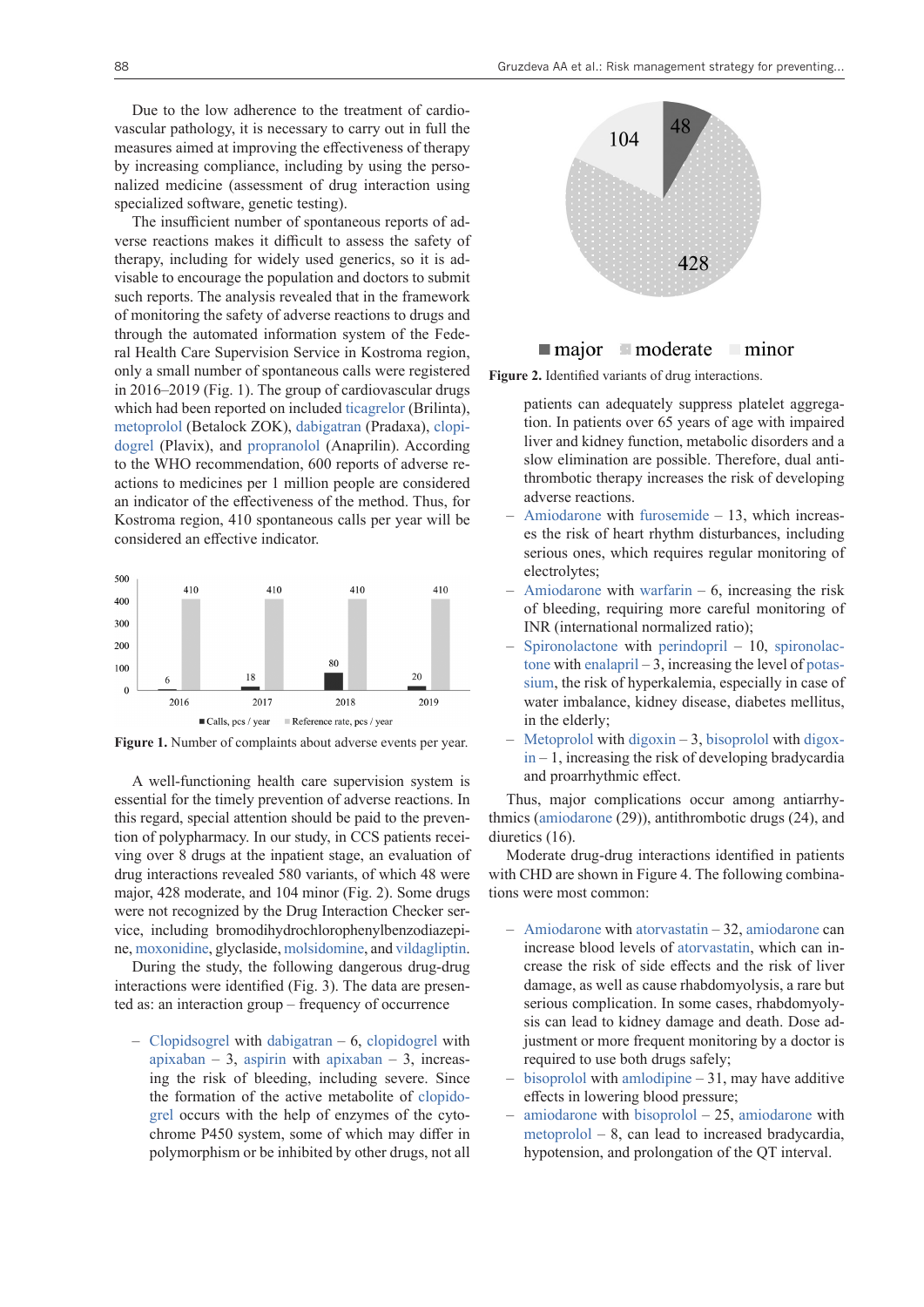Due to the low adherence to the treatment of cardiovascular pathology, it is necessary to carry out in full the measures aimed at improving the effectiveness of therapy by increasing compliance, including by using the personalized medicine (assessment of drug interaction using specialized software, genetic testing).

The insufficient number of spontaneous reports of adverse reactions makes it difficult to assess the safety of therapy, including for widely used generics, so it is advisable to encourage the population and doctors to submit such reports. The analysis revealed that in the framework of monitoring the safety of adverse reactions to drugs and through the automated information system of the Federal Health Care Supervision Service in Kostroma region, only a small number of spontaneous calls were registered in 2016–2019 (Fig. 1). The group of cardiovascular drugs which had been reported on included ticagrelor (Brilinta), metoprolol (Betalock ZOK), dabigatran (Pradaxa), clopidogrel (Plavix), and propranolol (Anaprilin). According to the WHO recommendation, 600 reports of adverse reactions to medicines per 1 million people are considered an indicator of the effectiveness of the method. Thus, for Kostroma region, 410 spontaneous calls per year will be considered an effective indicator.

| Year | Calls, pcs / year | Reference rate, pcs / year |
|---|---|---|
| 2016 | 6 | 410 |
| 2017 | 18 | 410 |
| 2018 | 80 | 410 |
| 2019 | 20 | 410 |

**Figure 1.** Number of complaints about adverse events per year.

A well-functioning health care supervision system is essential for the timely prevention of adverse reactions. In this regard, special attention should be paid to the prevention of polypharmacy. In our study, in CCS patients receiving over 8 drugs at the inpatient stage, an evaluation of drug interactions revealed 580 variants, of which 48 were major, 428 moderate, and 104 minor (Fig. 2). Some drugs were not recognized by the Drug Interaction Checker service, including bromodihydrochlorophenylbenzodiazepine, moxonidine, glyclaside, molsidomine, and vildagliptin.

| Interaction | Number |
|---|---|
| major | 48 |
| moderate | 428 |
| minor | 104 |

**Figure 2.** Identified variants of drug interactions.

During the study, the following dangerous drug-drug interactions were identified (Fig. 3). The data are presented as: an interaction group – frequency of occurrence

- Clopidsogrel with dabigatran – 6, clopidogrel with apixaban – 3, aspirin with apixaban – 3, increasing the risk of bleeding, including severe. Since the formation of the active metabolite of clopidogrel occurs with the help of enzymes of the cytochrome P450 system, some of which may differ in polymorphism or be inhibited by other drugs, not all patients can adequately suppress platelet aggregation. In patients over 65 years of age with impaired liver and kidney function, metabolic disorders and a slow elimination are possible. Therefore, dual antithrombotic therapy increases the risk of developing adverse reactions.
- Amiodarone with furosemide – 13, which increases the risk of heart rhythm disturbances, including serious ones, which requires regular monitoring of electrolytes;
- Amiodarone with warfarin – 6, increasing the risk of bleeding, requiring more careful monitoring of INR (international normalized ratio);
- Spironolactone with perindopril – 10, spironolactone with enalapril – 3, increasing the level of potassium, the risk of hyperkalemia, especially in case of water imbalance, kidney disease, diabetes mellitus, in the elderly;
- Metoprolol with digoxin – 3, bisoprolol with digoxin – 1, increasing the risk of developing bradycardia and proarrhythmic effect.

Thus, major complications occur among antiarrhythmics (amiodarone (29)), antithrombotic drugs (24), and diuretics (16).

Moderate drug-drug interactions identified in patients with CHD are shown in Figure 4. The following combinations were most common:

- Amiodarone with atorvastatin – 32, amiodarone can increase blood levels of atorvastatin, which can increase the risk of side effects and the risk of liver damage, as well as cause rhabdomyolysis, a rare but serious complication. In some cases, rhabdomyolysis can lead to kidney damage and death. Dose adjustment or more frequent monitoring by a doctor is required to use both drugs safely;
- bisoprolol with amlodipine – 31, may have additive effects in lowering blood pressure;
- amiodarone with bisoprolol – 25, amiodarone with metoprolol – 8, can lead to increased bradycardia, hypotension, and prolongation of the QT interval.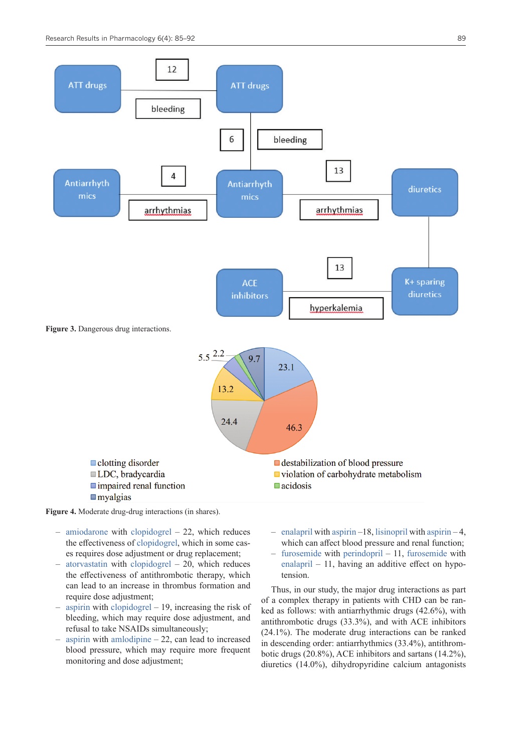Figure 3. Dangerous drug interactions.

Figure 4. Moderate drug-drug interactions (in shares).

- amiodarone with clopidogrel – 22, which reduces the effectiveness of clopidogrel, which in some cases requires dose adjustment or drug replacement;
- atorvastatin with clopidogrel – 20, which reduces the effectiveness of antithrombotic therapy, which can lead to an increase in thrombus formation and require dose adjustment;
- aspirin with clopidogrel – 19, increasing the risk of bleeding, which may require dose adjustment, and refusal to take NSAIDs simultaneously;
- aspirin with amlodipine – 22, can lead to increased blood pressure, which may require more frequent monitoring and dose adjustment;
- enalapril with aspirin –18, lisinopril with aspirin – 4, which can affect blood pressure and renal function;
- furosemide with perindopril – 11, furosemide with enalapril – 11, having an additive effect on hypotension.

Thus, in our study, the major drug interactions as part of a complex therapy in patients with CHD can be ranked as follows: with antiarrhythmic drugs (42.6%), with antithrombotic drugs (33.3%), and with ACE inhibitors (24.1%). The moderate drug interactions can be ranked in descending order: antiarrhythmics (33.4%), antithrombotic drugs (20.8%), ACE inhibitors and sartans (14.2%), diuretics (14.0%), dihydropyridine calcium antagonists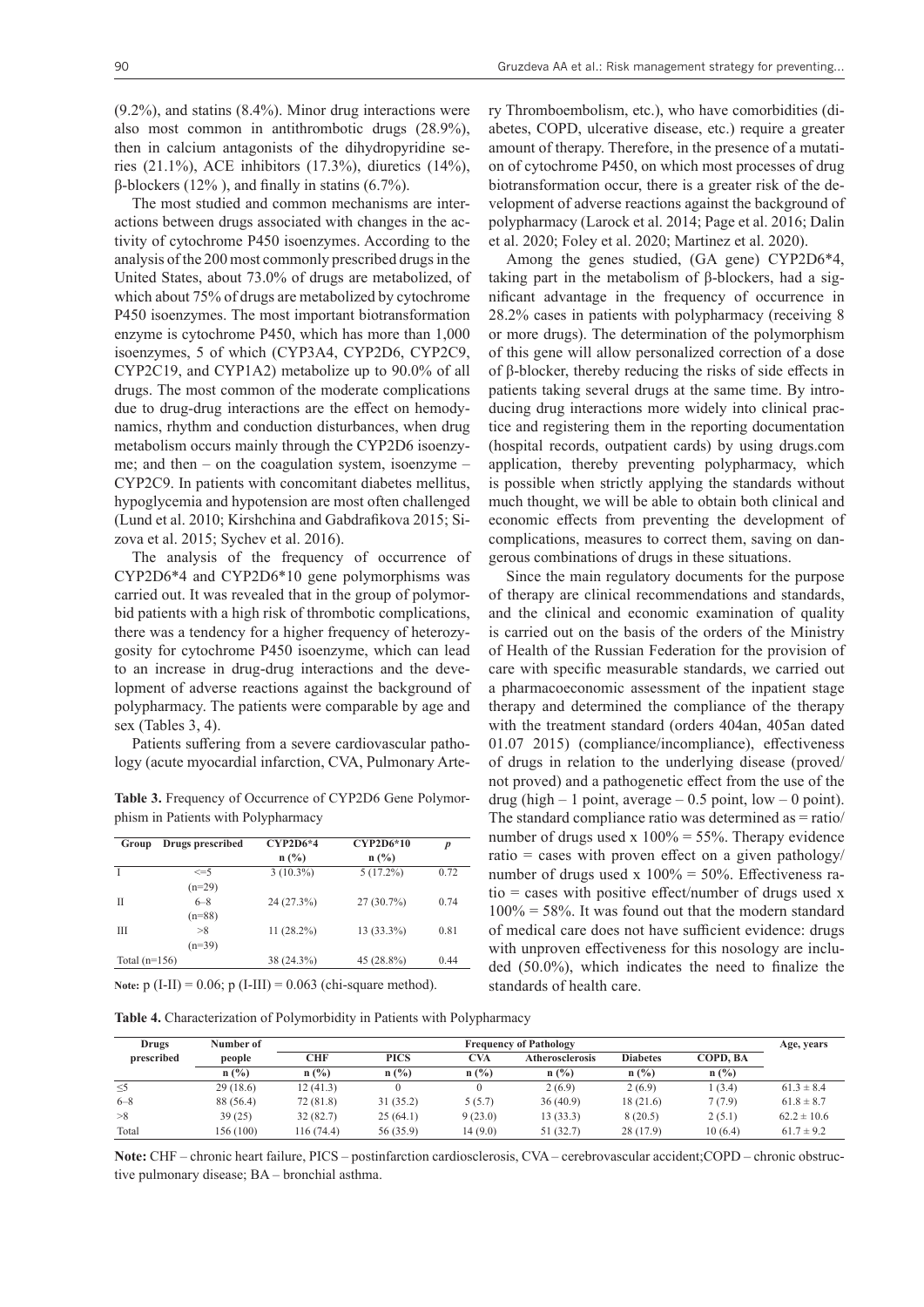(9.2%), and statins (8.4%). Minor drug interactions were also most common in antithrombotic drugs (28.9%), then in calcium antagonists of the dihydropyridine series (21.1%), ACE inhibitors (17.3%), diuretics (14%), β-blockers (12% ), and finally in statins (6.7%).

The most studied and common mechanisms are interactions between drugs associated with changes in the activity of cytochrome P450 isoenzymes. According to the analysis of the 200 most commonly prescribed drugs in the United States, about 73.0% of drugs are metabolized, of which about 75% of drugs are metabolized by cytochrome P450 isoenzymes. The most important biotransformation enzyme is cytochrome P450, which has more than 1,000 isoenzymes, 5 of which (CYP3A4, CYP2D6, CYP2C9, CYP2C19, and CYP1A2) metabolize up to 90.0% of all drugs. The most common of the moderate complications due to drug-drug interactions are the effect on hemodynamics, rhythm and conduction disturbances, when drug metabolism occurs mainly through the CYP2D6 isoenzyme; and then – on the coagulation system, isoenzyme – CYP2C9. In patients with concomitant diabetes mellitus, hypoglycemia and hypotension are most often challenged (Lund et al. 2010; Kirshchina and Gabdrafikova 2015; Sizova et al. 2015; Sychev et al. 2016).

The analysis of the frequency of occurrence of CYP2D6*4 and CYP2D6*10 gene polymorphisms was carried out. It was revealed that in the group of polymorbid patients with a high risk of thrombotic complications, there was a tendency for a higher frequency of heterozygosity for cytochrome P450 isoenzyme, which can lead to an increase in drug-drug interactions and the development of adverse reactions against the background of polypharmacy. The patients were comparable by age and sex (Tables 3, 4).

Patients suffering from a severe cardiovascular pathology (acute myocardial infarction, CVA, Pulmonary Artery Thromboembolism, etc.), who have comorbidities (diabetes, COPD, ulcerative disease, etc.) require a greater amount of therapy. Therefore, in the presence of a mutation of cytochrome P450, on which most processes of drug biotransformation occur, there is a greater risk of the development of adverse reactions against the background of polypharmacy (Larock et al. 2014; Page et al. 2016; Dalin et al. 2020; Foley et al. 2020; Martinez et al. 2020).

Among the genes studied, (GA gene) CYP2D6*4, taking part in the metabolism of β-blockers, had a significant advantage in the frequency of occurrence in 28.2% cases in patients with polypharmacy (receiving 8 or more drugs). The determination of the polymorphism of this gene will allow personalized correction of a dose of β-blocker, thereby reducing the risks of side effects in patients taking several drugs at the same time. By introducing drug interactions more widely into clinical practice and registering them in the reporting documentation (hospital records, outpatient cards) by using drugs.com application, thereby preventing polypharmacy, which is possible when strictly applying the standards without much thought, we will be able to obtain both clinical and economic effects from preventing the development of complications, measures to correct them, saving on dangerous combinations of drugs in these situations.

Since the main regulatory documents for the purpose of therapy are clinical recommendations and standards, and the clinical and economic examination of quality is carried out on the basis of the orders of the Ministry of Health of the Russian Federation for the provision of care with specific measurable standards, we carried out a pharmacoeconomic assessment of the inpatient stage therapy and determined the compliance of the therapy with the treatment standard (orders 404an, 405an dated 01.07 2015) (compliance/incompliance), effectiveness of drugs in relation to the underlying disease (proved/not proved) and a pathogenetic effect from the use of the drug (high – 1 point, average – 0.5 point, low – 0 point). The standard compliance ratio was determined as = ratio/number of drugs used x 100% = 55%. Therapy evidence ratio = cases with proven effect on a given pathology/number of drugs used x 100% = 50%. Effectiveness ratio = cases with positive effect/number of drugs used x 100% = 58%. It was found out that the modern standard of medical care does not have sufficient evidence: drugs with unproven effectiveness for this nosology are included (50.0%), which indicates the need to finalize the standards of health care.

**Table 3.** Frequency of Occurrence of CYP2D6 Gene Polymorphism in Patients with Polypharmacy

| Group | Drugs prescribed | CYP2D6*4 n (%) | CYP2D6*10 n (%) | *p* |
|---|---|---|---|---|
| I | <=5 (n=29) | 3 (10.3%) | 5 (17.2%) | 0.72 |
| II | 6–8 (n=88) | 24 (27.3%) | 27 (30.7%) | 0.74 |
| III | >8 (n=39) | 11 (28.2%) | 13 (33.3%) | 0.81 |
| Total (n=156) | | 38 (24.3%) | 45 (28.8%) | 0.44 |

**Note:** p (I-II) = 0.06; p (I-III) = 0.063 (chi-square method).

**Table 4.** Characterization of Polymorbidity in Patients with Polypharmacy

| Drugs prescribed | Number of people | Frequency of Pathology | | | | | | Age, years |
|---|---|---|---|---|---|---|---|---|
| | | CHF | PICS | CVA | Atherosclerosis | Diabetes | COPD, BA | |
| | n (%) | n (%) | n (%) | n (%) | n (%) | n (%) | n (%) | |
| ≤5 | 29 (18.6) | 12 (41.3) | 0 | 0 | 2 (6.9) | 2 (6.9) | 1 (3.4) | 61.3 ± 8.4 |
| 6–8 | 88 (56.4) | 72 (81.8) | 31 (35.2) | 5 (5.7) | 36 (40.9) | 18 (21.6) | 7 (7.9) | 61.8 ± 8.7 |
| >8 | 39 (25) | 32 (82.7) | 25 (64.1) | 9 (23.0) | 13 (33.3) | 8 (20.5) | 2 (5.1) | 62.2 ± 10.6 |
| Total | 156 (100) | 116 (74.4) | 56 (35.9) | 14 (9.0) | 51 (32.7) | 28 (17.9) | 10 (6.4) | 61.7 ± 9.2 |

**Note:** CHF – chronic heart failure, PICS – postinfarction cardiosclerosis, CVA – cerebrovascular accident;COPD – chronic obstructive pulmonary disease; BA – bronchial asthma.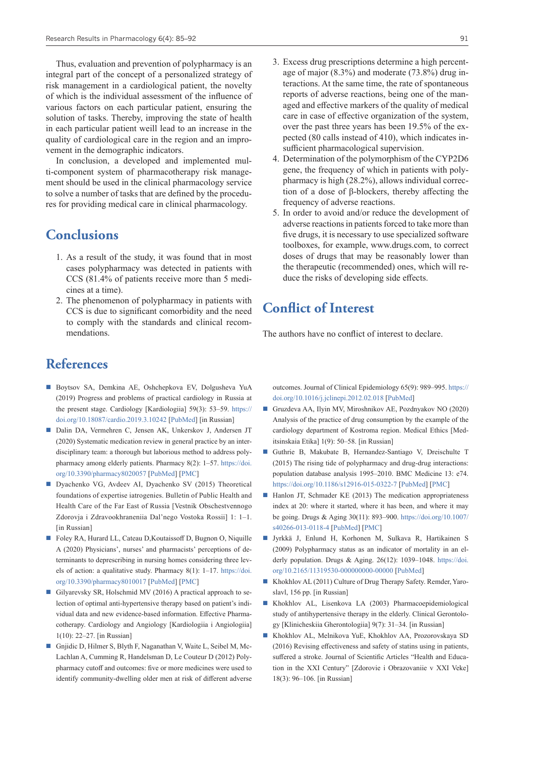Thus, evaluation and prevention of polypharmacy is an integral part of the concept of a personalized strategy of risk management in a cardiological patient, the novelty of which is the individual assessment of the influence of various factors on each particular patient, ensuring the solution of tasks. Thereby, improving the state of health in each particular patient weill lead to an increase in the quality of cardiological care in the region and an improvement in the demographic indicators.

In conclusion, a developed and implemented multi-component system of pharmacotherapy risk management should be used in the clinical pharmacology service to solve a number of tasks that are defined by the procedures for providing medical care in clinical pharmacology.

## Conclusions

1. As a result of the study, it was found that in most cases polypharmacy was detected in patients with CCS (81.4% of patients receive more than 5 medicines at a time).
2. The phenomenon of polypharmacy in patients with CCS is due to significant comorbidity and the need to comply with the standards and clinical recommendations.
3. Excess drug prescriptions determine a high percentage of major (8.3%) and moderate (73.8%) drug interactions. At the same time, the rate of spontaneous reports of adverse reactions, being one of the managed and effective markers of the quality of medical care in case of effective organization of the system, over the past three years has been 19.5% of the expected (80 calls instead of 410), which indicates insufficient pharmacological supervision.
4. Determination of the polymorphism of the CYP2D6 gene, the frequency of which in patients with polypharmacy is high (28.2%), allows individual correction of a dose of β-blockers, thereby affecting the frequency of adverse reactions.
5. In order to avoid and/or reduce the development of adverse reactions in patients forced to take more than five drugs, it is necessary to use specialized software toolboxes, for example, www.drugs.com, to correct doses of drugs that may be reasonably lower than the therapeutic (recommended) ones, which will reduce the risks of developing side effects.

## Conflict of Interest

The authors have no conflict of interest to declare.

## References

- Boytsov SA, Demkina AE, Oshchepkova EV, Dolgusheva YuA (2019) Progress and problems of practical cardiology in Russia at the present stage. Cardiology [Kardiologiia] 59(3): 53–59. https://doi.org/10.18087/cardio.2019.3.10242 [PubMed] [in Russian]
- Dalin DA, Vermehren C, Jensen AK, Unkerskov J, Andersen JT (2020) Systematic medication review in general practice by an interdisciplinary team: a thorough but laborious method to address polypharmacy among elderly patients. Pharmacy 8(2): 1–57. https://doi.org/10.3390/pharmacy8020057 [PubMed] [PMC]
- Dyachenko VG, Avdeev AI, Dyachenko SV (2015) Theoretical foundations of expertise iatrogenies. Bulletin of Public Health and Health Care of the Far East of Russia [Vestnik Obschestvennogo Zdorovja i Zdravookhraneniia Dal'nego Vostoka Rossii] 1: 1–1. [in Russian]
- Foley RA, Hurard LL, Cateau D,Koutaissoff D, Bugnon O, Niquille A (2020) Physicians', nurses' and pharmacists' perceptions of determinants to deprescribing in nursing homes considering three levels of action: a qualitative study. Pharmacy 8(1): 1–17. https://doi.org/10.3390/pharmacy8010017 [PubMed] [PMC]
- Gilyarevsky SR, Holschmid MV (2016) A practical approach to selection of optimal anti-hypertensive therapy based on patient's individual data and new evidence-based information. Effective Pharmacotherapy. Cardiology and Angiology [Kardiologiia i Angiologiia] 1(10): 22–27. [in Russian]
- Gnjidic D, Hilmer S, Blyth F, Naganathan V, Waite L, Seibel M, McLachlan A, Cumming R, Handelsman D, Le Couteur D (2012) Polypharmacy cutoff and outcomes: five or more medicines were used to identify community-dwelling older men at risk of different adverse outcomes. Journal of Clinical Epidemiology 65(9): 989–995. https://doi.org/10.1016/j.jclinepi.2012.02.018 [PubMed]
- Gruzdeva AA, Ilyin MV, Miroshnikov AE, Pozdnyakov NO (2020) Analysis of the practice of drug consumption by the example of the cardiology department of Kostroma region. Medical Ethics [Meditsinskaia Etika] 1(9): 50–58. [in Russian]
- Guthrie B, Makubate B, Hernandez-Santiago V, Dreischulte T (2015) The rising tide of polypharmacy and drug-drug interactions: population database analysis 1995–2010. BMC Medicine 13: e74. https://doi.org/10.1186/s12916-015-0322-7 [PubMed] [PMC]
- Hanlon JT, Schmader KE (2013) The medication appropriateness index at 20: where it started, where it has been, and where it may be going. Drugs & Aging 30(11): 893–900. https://doi.org/10.1007/s40266-013-0118-4 [PubMed] [PMC]
- Jyrkkä J, Enlund H, Korhonen M, Sulkava R, Hartikainen S (2009) Polypharmacy status as an indicator of mortality in an elderly population. Drugs & Aging. 26(12): 1039–1048. https://doi.org/10.2165/11319530-000000000-00000 [PubMed]
- Khokhlov AL (2011) Culture of Drug Therapy Safety. Remder, Yaroslavl, 156 pp. [in Russian]
- Khokhlov AL, Lisenkova LA (2003) Pharmacoepidemiological study of antihypertensive therapy in the elderly. Clinical Gerontology [Klinicheskiia Gherontologiia] 9(7): 31–34. [in Russian]
- Khokhlov AL, Melnikova YuE, Khokhlov AA, Prozorovskaya SD (2016) Revising effectiveness and safety of statins using in patients, suffered a stroke. Journal of Scientific Articles "Health and Education in the XXI Century" [Zdorovie i Obrazovaniie v XXI Veke] 18(3): 96–106. [in Russian]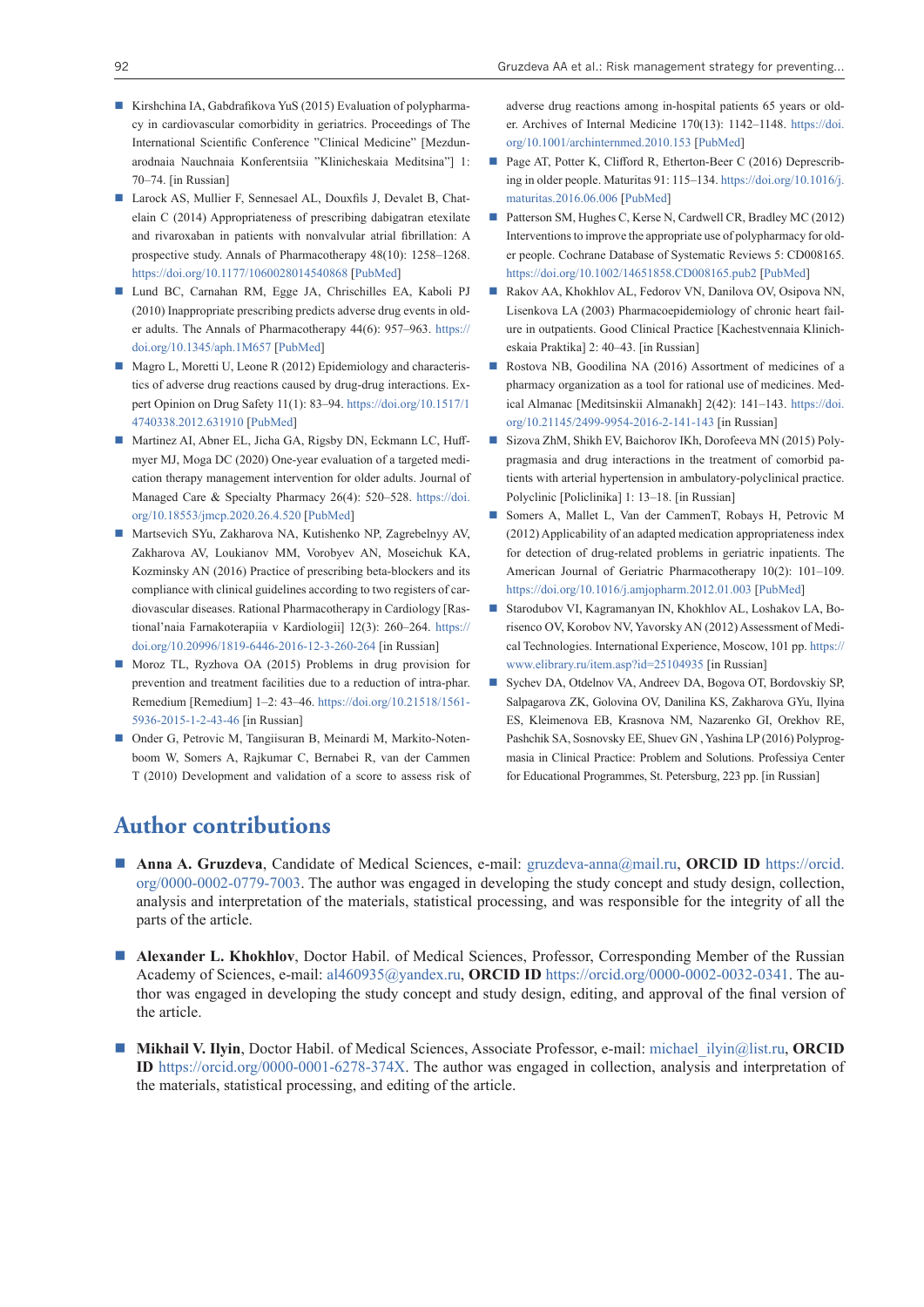- Kirshchina IA, Gabdrafikova YuS (2015) Evaluation of polypharmacy in cardiovascular comorbidity in geriatrics. Proceedings of The International Scientific Conference "Clinical Medicine" [Mezhdunarodnaia Nauchnaia Konferentsiia "Klinicheskaia Meditsina"] 1: 70–74. [in Russian]
- Larock AS, Mullier F, Sennesael AL, Douxfils J, Devalet B, Chatelain C (2014) Appropriateness of prescribing dabigatran etexilate and rivaroxaban in patients with nonvalvular atrial fibrillation: A prospective study. Annals of Pharmacotherapy 48(10): 1258–1268. https://doi.org/10.1177/1060028014540868 [PubMed]
- Lund BC, Carnahan RM, Egge JA, Chrischilles EA, Kaboli PJ (2010) Inappropriate prescribing predicts adverse drug events in older adults. The Annals of Pharmacotherapy 44(6): 957–963. https://doi.org/10.1345/aph.1M657 [PubMed]
- Magro L, Moretti U, Leone R (2012) Epidemiology and characteristics of adverse drug reactions caused by drug-drug interactions. Expert Opinion on Drug Safety 11(1): 83–94. https://doi.org/10.1517/14740338.2012.631910 [PubMed]
- Martinez AI, Abner EL, Jicha GA, Rigsby DN, Eckmann LC, Huffmyer MJ, Moga DC (2020) One-year evaluation of a targeted medication therapy management intervention for older adults. Journal of Managed Care & Specialty Pharmacy 26(4): 520–528. https://doi.org/10.18553/jmcp.2020.26.4.520 [PubMed]
- Martsevich SYu, Zakharova NA, Kutishenko NP, Zagrebelnyy AV, Zakharova AV, Loukianov MM, Vorobyev AN, Moseichuk KA, Kozminsky AN (2016) Practice of prescribing beta-blockers and its compliance with clinical guidelines according to two registers of cardiovascular diseases. Rational Pharmacotherapy in Cardiology [Rastional'naia Farnakoterapiia v Kardiologii] 12(3): 260–264. https://doi.org/10.20996/1819-6446-2016-12-3-260-264 [in Russian]
- Moroz TL, Ryzhova OA (2015) Problems in drug provision for prevention and treatment facilities due to a reduction of intra-phar. Remedium [Remedium] 1–2: 43–46. https://doi.org/10.21518/1561-5936-2015-1-2-43-46 [in Russian]
- Onder G, Petrovic M, Tangiisuran B, Meinardi M, Markito-Notenboom W, Somers A, Rajkumar C, Bernabei R, van der Cammen T (2010) Development and validation of a score to assess risk of adverse drug reactions among in-hospital patients 65 years or older. Archives of Internal Medicine 170(13): 1142–1148. https://doi.org/10.1001/archinternmed.2010.153 [PubMed]
- Page AT, Potter K, Clifford R, Etherton-Beer C (2016) Deprescribing in older people. Maturitas 91: 115–134. https://doi.org/10.1016/j.maturitas.2016.06.006 [PubMed]
- Patterson SM, Hughes C, Kerse N, Cardwell CR, Bradley MC (2012) Interventions to improve the appropriate use of polypharmacy for older people. Cochrane Database of Systematic Reviews 5: CD008165. https://doi.org/10.1002/14651858.CD008165.pub2 [PubMed]
- Rakov AA, Khokhlov AL, Fedorov VN, Danilova OV, Osipova NN, Lisenkova LA (2003) Pharmacoepidemiology of chronic heart failure in outpatients. Good Clinical Practice [Kachestvennaia Klinicheskaia Praktika] 2: 40–43. [in Russian]
- Rostova NB, Goodilina NA (2016) Assortment of medicines of a pharmacy organization as a tool for rational use of medicines. Medical Almanac [Meditsinskii Almanakh] 2(42): 141–143. https://doi.org/10.21145/2499-9954-2016-2-141-143 [in Russian]
- Sizova ZhM, Shikh EV, Baichorov IKh, Dorofeeva MN (2015) Polypragmasia and drug interactions in the treatment of comorbid patients with arterial hypertension in ambulatory-polyclinical practice. Polyclinic [Policlinika] 1: 13–18. [in Russian]
- Somers A, Mallet L, Van der CammenT, Robays H, Petrovic M (2012) Applicability of an adapted medication appropriateness index for detection of drug-related problems in geriatric inpatients. The American Journal of Geriatric Pharmacotherapy 10(2): 101–109. https://doi.org/10.1016/j.amjopharm.2012.01.003 [PubMed]
- Starodubov VI, Kagramanyan IN, Khokhlov AL, Loshakov LA, Borisenco OV, Korobov NV, Yavorsky AN (2012) Assessment of Medical Technologies. International Experience, Moscow, 101 pp. https://www.elibrary.ru/item.asp?id=25104935 [in Russian]
- Sychev DA, Otdelnov VA, Andreev DA, Bogova OT, Bordovskiy SP, Salpagarova ZK, Golovina OV, Danilina KS, Zakharova GYu, Ilyina ES, Kleimenova EB, Krasnova NM, Nazarenko GI, Orekhov RE, Pashchik SA, Sosnovsky EE, Shuev GN , Yashina LP (2016) Polypragmasia in Clinical Practice: Problem and Solutions. Professiya Center for Educational Programmes, St. Petersburg, 223 pp. [in Russian]

## Author contributions

- **Anna A. Gruzdeva**, Candidate of Medical Sciences, e-mail: gruzdeva-anna@mail.ru, **ORCID ID** https://orcid.org/0000-0002-0779-7003. The author was engaged in developing the study concept and study design, collection, analysis and interpretation of the materials, statistical processing, and was responsible for the integrity of all the parts of the article.

- **Alexander L. Khokhlov**, Doctor Habil. of Medical Sciences, Professor, Corresponding Member of the Russian Academy of Sciences, e-mail: al460935@yandex.ru, **ORCID ID** https://orcid.org/0000-0002-0032-0341. The author was engaged in developing the study concept and study design, editing, and approval of the final version of the article.

- **Mikhail V. Ilyin**, Doctor Habil. of Medical Sciences, Associate Professor, e-mail: michael_ilyin@list.ru, **ORCID ID** https://orcid.org/0000-0001-6278-374X. The author was engaged in collection, analysis and interpretation of the materials, statistical processing, and editing of the article.